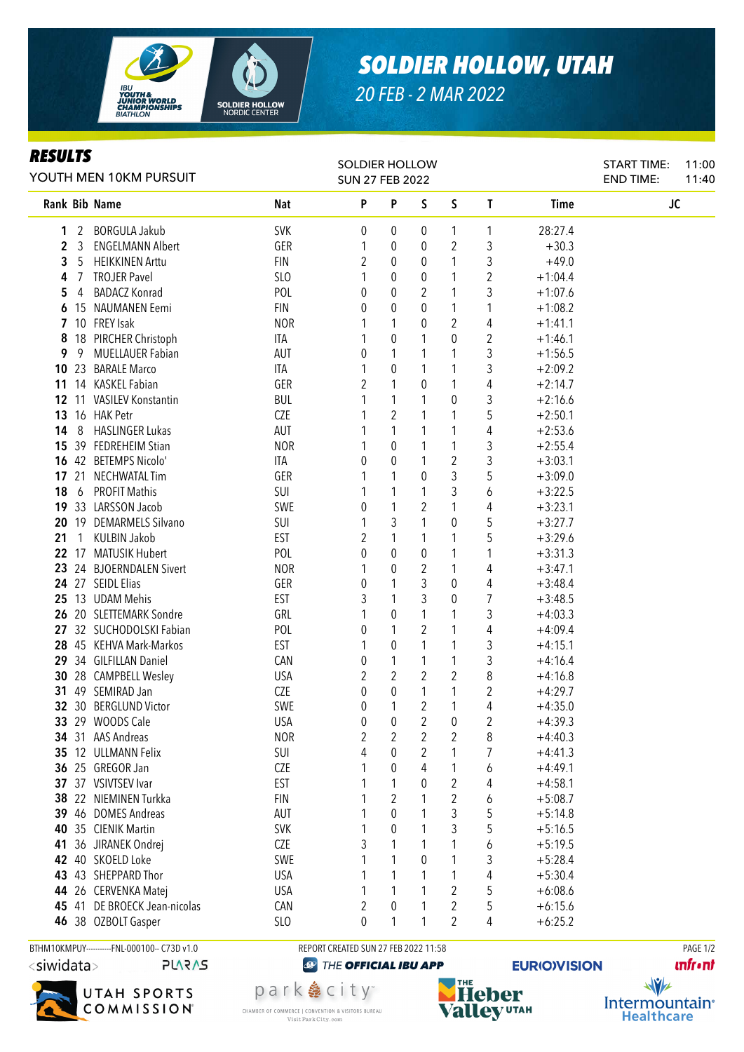# SOLDIER HOLLOW, UTAH

20 FEB - 2 MAR 2022

## RESULTS

YOUTH MEN 10KM PURSUIT

SOLDIER HOLLOW
SUN 27 FEB 2022

START TIME: 11:00
END TIME: 11:40

| Rank | Bib | Name | Nat | P | P | S | S | T | Time | JC |
|---|---|---|---|---|---|---|---|---|---|---|
| 1 | 2 | BORGULA Jakub | SVK | 0 | 0 | 0 | 1 | 1 | 28:27.4 | |
| 2 | 3 | ENGELMANN Albert | GER | 1 | 0 | 0 | 2 | 3 | +30.3 | |
| 3 | 5 | HEIKKINEN Arttu | FIN | 2 | 0 | 0 | 1 | 3 | +49.0 | |
| 4 | 7 | TROJER Pavel | SLO | 1 | 0 | 0 | 1 | 2 | +1:04.4 | |
| 5 | 4 | BADACZ Konrad | POL | 0 | 0 | 2 | 1 | 3 | +1:07.6 | |
| 6 | 15 | NAUMANEN Eemi | FIN | 0 | 0 | 0 | 1 | 1 | +1:08.2 | |
| 7 | 10 | FREY Isak | NOR | 1 | 1 | 0 | 2 | 4 | +1:41.1 | |
| 8 | 18 | PIRCHER Christoph | ITA | 1 | 0 | 1 | 0 | 2 | +1:46.1 | |
| 9 | 9 | MUELLAUER Fabian | AUT | 0 | 1 | 1 | 1 | 3 | +1:56.5 | |
| 10 | 23 | BARALE Marco | ITA | 1 | 0 | 1 | 1 | 3 | +2:09.2 | |
| 11 | 14 | KASKEL Fabian | GER | 2 | 1 | 0 | 1 | 4 | +2:14.7 | |
| 12 | 11 | VASILEV Konstantin | BUL | 1 | 1 | 1 | 0 | 3 | +2:16.6 | |
| 13 | 16 | HAK Petr | CZE | 1 | 2 | 1 | 1 | 5 | +2:50.1 | |
| 14 | 8 | HASLINGER Lukas | AUT | 1 | 1 | 1 | 1 | 4 | +2:53.6 | |
| 15 | 39 | FEDREHEIM Stian | NOR | 1 | 0 | 1 | 1 | 3 | +2:55.4 | |
| 16 | 42 | BETEMPS Nicolo' | ITA | 0 | 0 | 1 | 2 | 3 | +3:03.1 | |
| 17 | 21 | NECHWATAL Tim | GER | 1 | 1 | 0 | 3 | 5 | +3:09.0 | |
| 18 | 6 | PROFIT Mathis | SUI | 1 | 1 | 1 | 3 | 6 | +3:22.5 | |
| 19 | 33 | LARSSON Jacob | SWE | 0 | 1 | 2 | 1 | 4 | +3:23.1 | |
| 20 | 19 | DEMARMELS Silvano | SUI | 1 | 3 | 1 | 0 | 5 | +3:27.7 | |
| 21 | 1 | KULBIN Jakob | EST | 2 | 1 | 1 | 1 | 5 | +3:29.6 | |
| 22 | 17 | MATUSIK Hubert | POL | 0 | 0 | 0 | 1 | 1 | +3:31.3 | |
| 23 | 24 | BJOERNDALEN Sivert | NOR | 1 | 0 | 2 | 1 | 4 | +3:47.1 | |
| 24 | 27 | SEIDL Elias | GER | 0 | 1 | 3 | 0 | 4 | +3:48.4 | |
| 25 | 13 | UDAM Mehis | EST | 3 | 1 | 3 | 0 | 7 | +3:48.5 | |
| 26 | 20 | SLETTEMARK Sondre | GRL | 1 | 0 | 1 | 1 | 3 | +4:03.3 | |
| 27 | 32 | SUCHODOLSKI Fabian | POL | 0 | 1 | 2 | 1 | 4 | +4:09.4 | |
| 28 | 45 | KEHVA Mark-Markos | EST | 1 | 0 | 1 | 1 | 3 | +4:15.1 | |
| 29 | 34 | GILFILLAN Daniel | CAN | 0 | 1 | 1 | 1 | 3 | +4:16.4 | |
| 30 | 28 | CAMPBELL Wesley | USA | 2 | 2 | 2 | 2 | 8 | +4:16.8 | |
| 31 | 49 | SEMIRAD Jan | CZE | 0 | 0 | 1 | 1 | 2 | +4:29.7 | |
| 32 | 30 | BERGLUND Victor | SWE | 0 | 1 | 2 | 1 | 4 | +4:35.0 | |
| 33 | 29 | WOODS Cale | USA | 0 | 0 | 2 | 0 | 2 | +4:39.3 | |
| 34 | 31 | AAS Andreas | NOR | 2 | 2 | 2 | 2 | 8 | +4:40.3 | |
| 35 | 12 | ULLMANN Felix | SUI | 4 | 0 | 2 | 1 | 7 | +4:41.3 | |
| 36 | 25 | GREGOR Jan | CZE | 1 | 0 | 4 | 1 | 6 | +4:49.1 | |
| 37 | 37 | VSIVTSEV Ivar | EST | 1 | 1 | 0 | 2 | 4 | +4:58.1 | |
| 38 | 22 | NIEMINEN Turkka | FIN | 1 | 2 | 1 | 2 | 6 | +5:08.7 | |
| 39 | 46 | DOMES Andreas | AUT | 1 | 0 | 1 | 3 | 5 | +5:14.8 | |
| 40 | 35 | CIENIK Martin | SVK | 1 | 0 | 1 | 3 | 5 | +5:16.5 | |
| 41 | 36 | JIRANEK Ondrej | CZE | 3 | 1 | 1 | 1 | 6 | +5:19.5 | |
| 42 | 40 | SKOELD Loke | SWE | 1 | 1 | 0 | 1 | 3 | +5:28.4 | |
| 43 | 43 | SHEPPARD Thor | USA | 1 | 1 | 1 | 1 | 4 | +5:30.4 | |
| 44 | 26 | CERVENKA Matej | USA | 1 | 1 | 1 | 2 | 5 | +6:08.6 | |
| 45 | 41 | DE BROECK Jean-nicolas | CAN | 2 | 0 | 1 | 2 | 5 | +6:15.6 | |
| 46 | 38 | OZBOLT Gasper | SLO | 0 | 1 | 1 | 2 | 4 | +6:25.2 | |

BTHM10KMPUY----------FNL-000100-- C73D v1.0    REPORT CREATED SUN 27 FEB 2022 11:58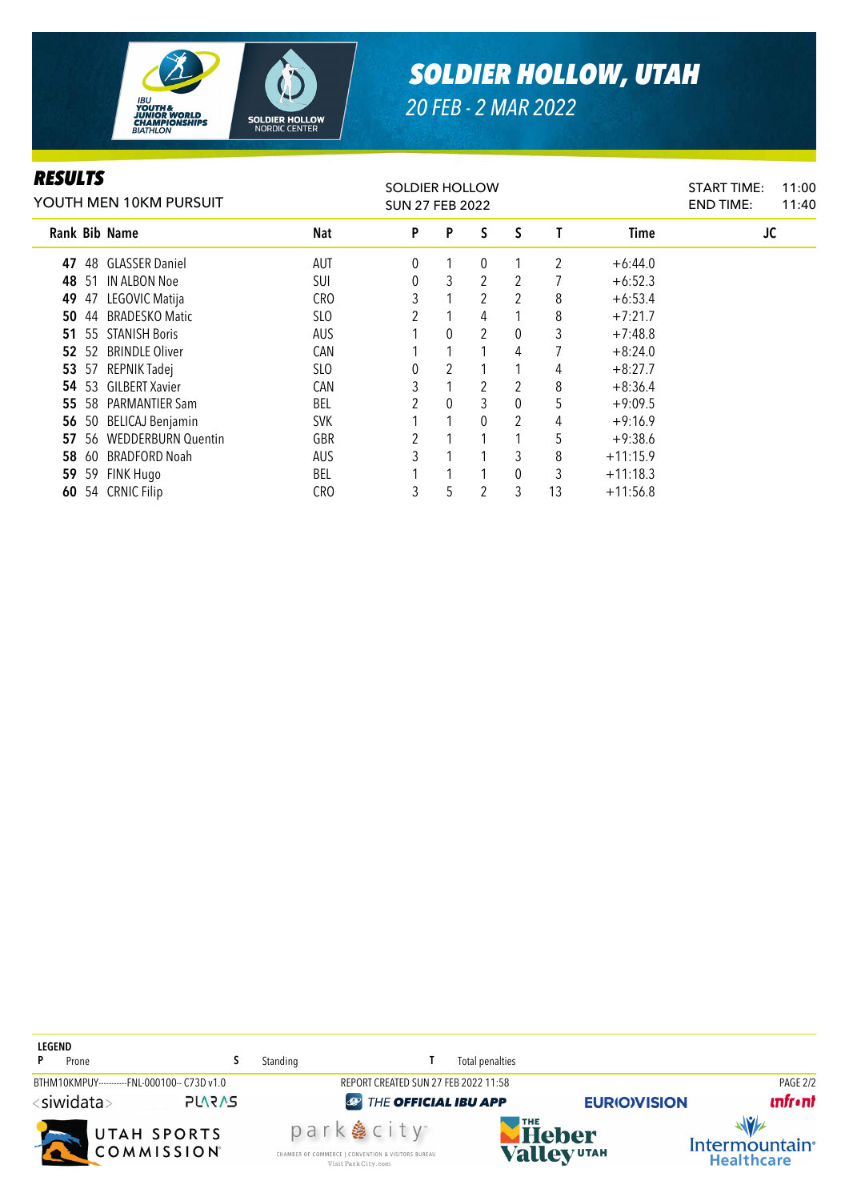# SOLDIER HOLLOW, UTAH

*20 FEB - 2 MAR 2022*

## RESULTS

YOUTH MEN 10KM PURSUIT

SOLDIER HOLLOW
SUN 27 FEB 2022

START TIME: 11:00
END TIME: 11:40

| Rank | Bib | Name | Nat | P | P | S | S | T | Time | JC |
|---|---|---|---|---|---|---|---|---|---|---|
| **47** | 48 | GLASSER Daniel | AUT | 0 | 1 | 0 | 1 | 2 | +6:44.0 | |
| **48** | 51 | IN ALBON Noe | SUI | 0 | 3 | 2 | 2 | 7 | +6:52.3 | |
| **49** | 47 | LEGOVIC Matija | CRO | 3 | 1 | 2 | 2 | 8 | +6:53.4 | |
| **50** | 44 | BRADESKO Matic | SLO | 2 | 1 | 4 | 1 | 8 | +7:21.7 | |
| **51** | 55 | STANISH Boris | AUS | 1 | 0 | 2 | 0 | 3 | +7:48.8 | |
| **52** | 52 | BRINDLE Oliver | CAN | 1 | 1 | 1 | 4 | 7 | +8:24.0 | |
| **53** | 57 | REPNIK Tadej | SLO | 0 | 2 | 1 | 1 | 4 | +8:27.7 | |
| **54** | 53 | GILBERT Xavier | CAN | 3 | 1 | 2 | 2 | 8 | +8:36.4 | |
| **55** | 58 | PARMANTIER Sam | BEL | 2 | 0 | 3 | 0 | 5 | +9:09.5 | |
| **56** | 50 | BELICAJ Benjamin | SVK | 1 | 1 | 0 | 2 | 4 | +9:16.9 | |
| **57** | 56 | WEDDERBURN Quentin | GBR | 2 | 1 | 1 | 1 | 5 | +9:38.6 | |
| **58** | 60 | BRADFORD Noah | AUS | 3 | 1 | 1 | 3 | 8 | +11:15.9 | |
| **59** | 59 | FINK Hugo | BEL | 1 | 1 | 1 | 0 | 3 | +11:18.3 | |
| **60** | 54 | CRNIC Filip | CRO | 3 | 5 | 2 | 3 | 13 | +11:56.8 | |

**LEGEND**

P Prone S Standing T Total penalties

BTHM10KMPUY-----------FNL-000100-- C73D v1.0 REPORT CREATED SUN 27 FEB 2022 11:58